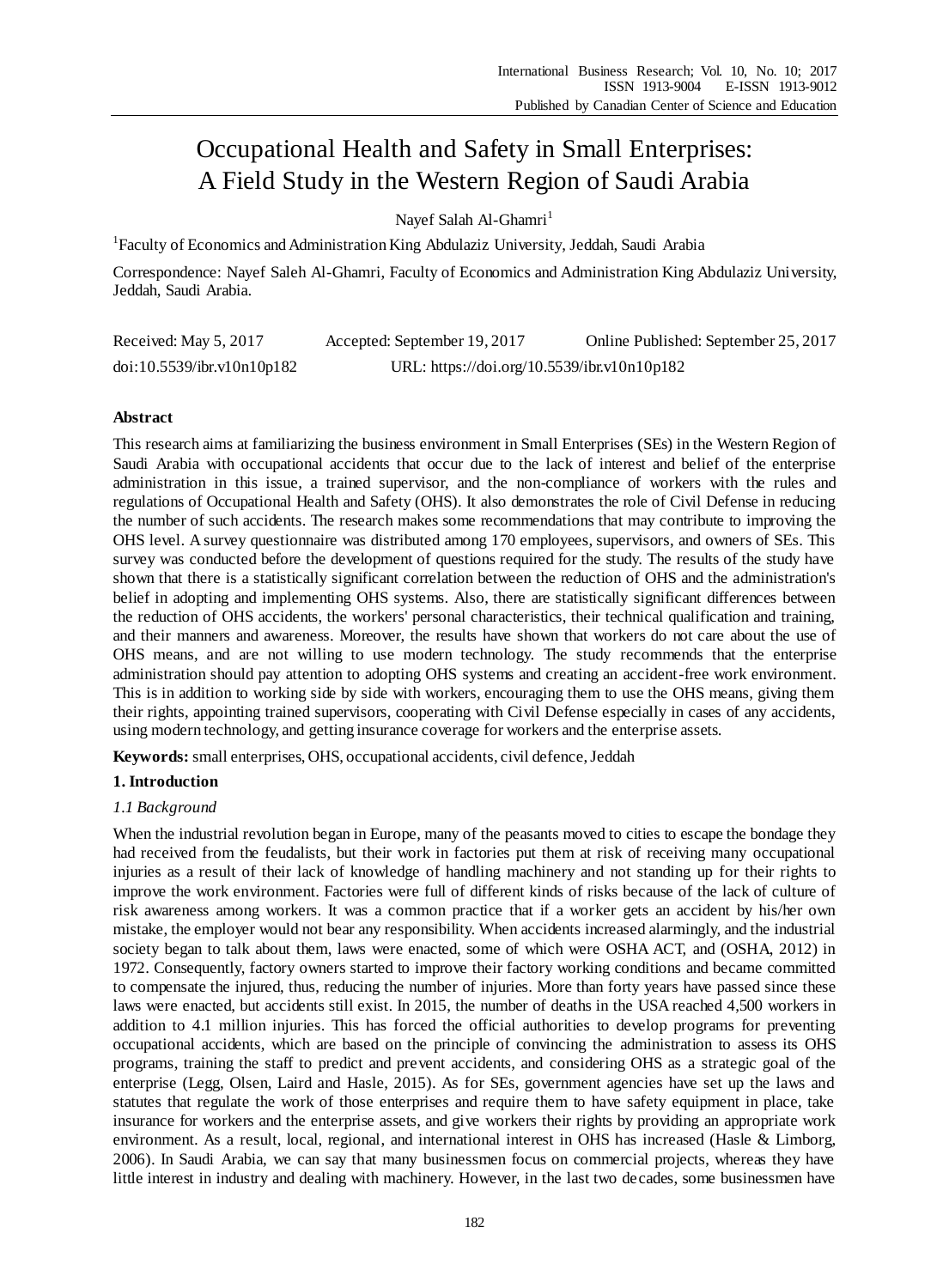# Occupational Health and Safety in Small Enterprises: A Field Study in the Western Region of Saudi Arabia

Nayef Salah Al-Ghamri[1]

[1]Faculty of Economics and Administration King Abdulaziz University, Jeddah, Saudi Arabia

Correspondence: Nayef Saleh Al-Ghamri, Faculty of Economics and Administration King Abdulaziz University, Jeddah, Saudi Arabia.

Received: May 5, 2017 Accepted: September 19, 2017 Online Published: September 25, 2017

doi:10.5539/ibr.v10n10p182 URL: https://doi.org/10.5539/ibr.v10n10p182

## Abstract

This research aims at familiarizing the business environment in Small Enterprises (SEs) in the Western Region of Saudi Arabia with occupational accidents that occur due to the lack of interest and belief of the enterprise administration in this issue, a trained supervisor, and the non-compliance of workers with the rules and regulations of Occupational Health and Safety (OHS). It also demonstrates the role of Civil Defense in reducing the number of such accidents. The research makes some recommendations that may contribute to improving the OHS level. A survey questionnaire was distributed among 170 employees, supervisors, and owners of SEs. This survey was conducted before the development of questions required for the study. The results of the study have shown that there is a statistically significant correlation between the reduction of OHS and the administration's belief in adopting and implementing OHS systems. Also, there are statistically significant differences between the reduction of OHS accidents, the workers' personal characteristics, their technical qualification and training, and their manners and awareness. Moreover, the results have shown that workers do not care about the use of OHS means, and are not willing to use modern technology. The study recommends that the enterprise administration should pay attention to adopting OHS systems and creating an accident-free work environment. This is in addition to working side by side with workers, encouraging them to use the OHS means, giving them their rights, appointing trained supervisors, cooperating with Civil Defense especially in cases of any accidents, using modern technology, and getting insurance coverage for workers and the enterprise assets.

**Keywords:** small enterprises, OHS, occupational accidents, civil defence, Jeddah

## 1. Introduction

### *1.1 Background*

When the industrial revolution began in Europe, many of the peasants moved to cities to escape the bondage they had received from the feudalists, but their work in factories put them at risk of receiving many occupational injuries as a result of their lack of knowledge of handling machinery and not standing up for their rights to improve the work environment. Factories were full of different kinds of risks because of the lack of culture of risk awareness among workers. It was a common practice that if a worker gets an accident by his/her own mistake, the employer would not bear any responsibility. When accidents increased alarmingly, and the industrial society began to talk about them, laws were enacted, some of which were OSHA ACT, and (OSHA, 2012) in 1972. Consequently, factory owners started to improve their factory working conditions and became committed to compensate the injured, thus, reducing the number of injuries. More than forty years have passed since these laws were enacted, but accidents still exist. In 2015, the number of deaths in the USA reached 4,500 workers in addition to 4.1 million injuries. This has forced the official authorities to develop programs for preventing occupational accidents, which are based on the principle of convincing the administration to assess its OHS programs, training the staff to predict and prevent accidents, and considering OHS as a strategic goal of the enterprise (Legg, Olsen, Laird and Hasle, 2015). As for SEs, government agencies have set up the laws and statutes that regulate the work of those enterprises and require them to have safety equipment in place, take insurance for workers and the enterprise assets, and give workers their rights by providing an appropriate work environment. As a result, local, regional, and international interest in OHS has increased (Hasle & Limborg, 2006). In Saudi Arabia, we can say that many businessmen focus on commercial projects, whereas they have little interest in industry and dealing with machinery. However, in the last two decades, some businessmen have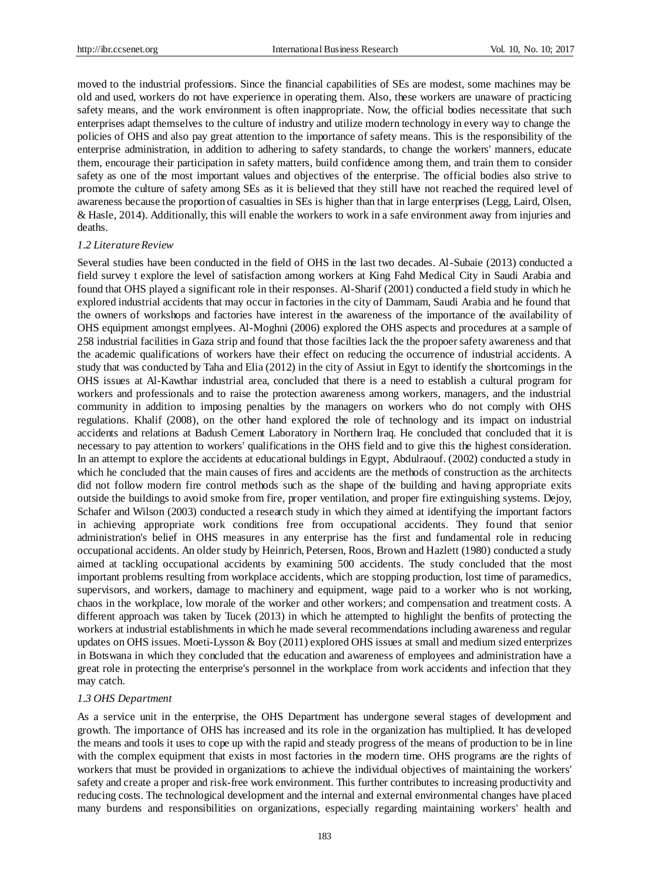moved to the industrial professions. Since the financial capabilities of SEs are modest, some machines may be old and used, workers do not have experience in operating them. Also, these workers are unaware of practicing safety means, and the work environment is often inappropriate. Now, the official bodies necessitate that such enterprises adapt themselves to the culture of industry and utilize modern technology in every way to change the policies of OHS and also pay great attention to the importance of safety means. This is the responsibility of the enterprise administration, in addition to adhering to safety standards, to change the workers' manners, educate them, encourage their participation in safety matters, build confidence among them, and train them to consider safety as one of the most important values and objectives of the enterprise. The official bodies also strive to promote the culture of safety among SEs as it is believed that they still have not reached the required level of awareness because the proportion of casualties in SEs is higher than that in large enterprises (Legg, Laird, Olsen, & Hasle, 2014). Additionally, this will enable the workers to work in a safe environment away from injuries and deaths.

### *1.2 Literature Review*

Several studies have been conducted in the field of OHS in the last two decades. Al-Subaie (2013) conducted a field survey t explore the level of satisfaction among workers at King Fahd Medical City in Saudi Arabia and found that OHS played a significant role in their responses. Al-Sharif (2001) conducted a field study in which he explored industrial accidents that may occur in factories in the city of Dammam, Saudi Arabia and he found that the owners of workshops and factories have interest in the awareness of the importance of the availability of OHS equipment amongst emplyees. Al-Moghni (2006) explored the OHS aspects and procedures at a sample of 258 industrial facilities in Gaza strip and found that those facilties lack the the propoer safety awareness and that the academic qualifications of workers have their effect on reducing the occurrence of industrial accidents. A study that was conducted by Taha and Elia (2012) in the city of Assiut in Egyt to identify the shortcomings in the OHS issues at Al-Kawthar industrial area, concluded that there is a need to establish a cultural program for workers and professionals and to raise the protection awareness among workers, managers, and the industrial community in addition to imposing penalties by the managers on workers who do not comply with OHS regulations. Khalif (2008), on the other hand explored the role of technology and its impact on industrial accidents and relations at Badush Cement Laboratory in Northern Iraq. He concluded that concluded that it is necessary to pay attention to workers' qualifications in the OHS field and to give this the highest consideration. In an attempt to explore the accidents at educational buldings in Egypt, Abdulraouf. (2002) conducted a study in which he concluded that the main causes of fires and accidents are the methods of construction as the architects did not follow modern fire control methods such as the shape of the building and having appropriate exits outside the buildings to avoid smoke from fire, proper ventilation, and proper fire extinguishing systems. Dejoy, Schafer and Wilson (2003) conducted a research study in which they aimed at identifying the important factors in achieving appropriate work conditions free from occupational accidents. They found that senior administration's belief in OHS measures in any enterprise has the first and fundamental role in reducing occupational accidents. An older study by Heinrich, Petersen, Roos, Brown and Hazlett (1980) conducted a study aimed at tackling occupational accidents by examining 500 accidents. The study concluded that the most important problems resulting from workplace accidents, which are stopping production, lost time of paramedics, supervisors, and workers, damage to machinery and equipment, wage paid to a worker who is not working, chaos in the workplace, low morale of the worker and other workers; and compensation and treatment costs. A different approach was taken by Tucek (2013) in which he attempted to highlight the benfits of protecting the workers at industrial establishments in which he made several recommendations including awareness and regular updates on OHS issues. Moeti-Lysson & Boy (2011) explored OHS issues at small and medium sized enterprizes in Botswana in which they concluded that the education and awareness of employees and administration have a great role in protecting the enterprise's personnel in the workplace from work accidents and infection that they may catch.

### *1.3 OHS Department*

As a service unit in the enterprise, the OHS Department has undergone several stages of development and growth. The importance of OHS has increased and its role in the organization has multiplied. It has developed the means and tools it uses to cope up with the rapid and steady progress of the means of production to be in line with the complex equipment that exists in most factories in the modern time. OHS programs are the rights of workers that must be provided in organizations to achieve the individual objectives of maintaining the workers' safety and create a proper and risk-free work environment. This further contributes to increasing productivity and reducing costs. The technological development and the internal and external environmental changes have placed many burdens and responsibilities on organizations, especially regarding maintaining workers' health and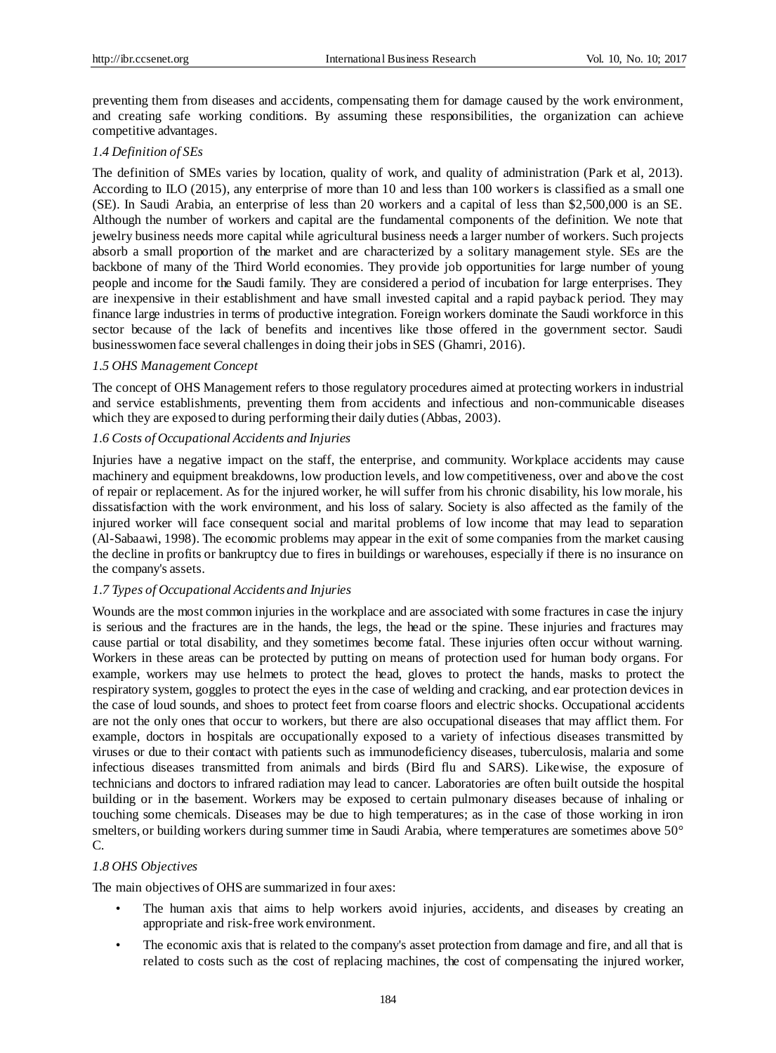preventing them from diseases and accidents, compensating them for damage caused by the work environment, and creating safe working conditions. By assuming these responsibilities, the organization can achieve competitive advantages.

### *1.4 Definition of SEs*

The definition of SMEs varies by location, quality of work, and quality of administration (Park et al, 2013). According to ILO (2015), any enterprise of more than 10 and less than 100 workers is classified as a small one (SE). In Saudi Arabia, an enterprise of less than 20 workers and a capital of less than $2,500,000 is an SE. Although the number of workers and capital are the fundamental components of the definition. We note that jewelry business needs more capital while agricultural business needs a larger number of workers. Such projects absorb a small proportion of the market and are characterized by a solitary management style. SEs are the backbone of many of the Third World economies. They provide job opportunities for large number of young people and income for the Saudi family. They are considered a period of incubation for large enterprises. They are inexpensive in their establishment and have small invested capital and a rapid payback period. They may finance large industries in terms of productive integration. Foreign workers dominate the Saudi workforce in this sector because of the lack of benefits and incentives like those offered in the government sector. Saudi businesswomen face several challenges in doing their jobs in SES (Ghamri, 2016).

### *1.5 OHS Management Concept*

The concept of OHS Management refers to those regulatory procedures aimed at protecting workers in industrial and service establishments, preventing them from accidents and infectious and non-communicable diseases which they are exposed to during performing their daily duties (Abbas, 2003).

### *1.6 Costs of Occupational Accidents and Injuries*

Injuries have a negative impact on the staff, the enterprise, and community. Workplace accidents may cause machinery and equipment breakdowns, low production levels, and low competitiveness, over and above the cost of repair or replacement. As for the injured worker, he will suffer from his chronic disability, his low morale, his dissatisfaction with the work environment, and his loss of salary. Society is also affected as the family of the injured worker will face consequent social and marital problems of low income that may lead to separation (Al-Sabaawi, 1998). The economic problems may appear in the exit of some companies from the market causing the decline in profits or bankruptcy due to fires in buildings or warehouses, especially if there is no insurance on the company's assets.

### *1.7 Types of Occupational Accidents and Injuries*

Wounds are the most common injuries in the workplace and are associated with some fractures in case the injury is serious and the fractures are in the hands, the legs, the head or the spine. These injuries and fractures may cause partial or total disability, and they sometimes become fatal. These injuries often occur without warning. Workers in these areas can be protected by putting on means of protection used for human body organs. For example, workers may use helmets to protect the head, gloves to protect the hands, masks to protect the respiratory system, goggles to protect the eyes in the case of welding and cracking, and ear protection devices in the case of loud sounds, and shoes to protect feet from coarse floors and electric shocks. Occupational accidents are not the only ones that occur to workers, but there are also occupational diseases that may afflict them. For example, doctors in hospitals are occupationally exposed to a variety of infectious diseases transmitted by viruses or due to their contact with patients such as immunodeficiency diseases, tuberculosis, malaria and some infectious diseases transmitted from animals and birds (Bird flu and SARS). Likewise, the exposure of technicians and doctors to infrared radiation may lead to cancer. Laboratories are often built outside the hospital building or in the basement. Workers may be exposed to certain pulmonary diseases because of inhaling or touching some chemicals. Diseases may be due to high temperatures; as in the case of those working in iron smelters, or building workers during summer time in Saudi Arabia, where temperatures are sometimes above 50° C.

### *1.8 OHS Objectives*

The main objectives of OHS are summarized in four axes:

- The human axis that aims to help workers avoid injuries, accidents, and diseases by creating an appropriate and risk-free work environment.
- The economic axis that is related to the company's asset protection from damage and fire, and all that is related to costs such as the cost of replacing machines, the cost of compensating the injured worker,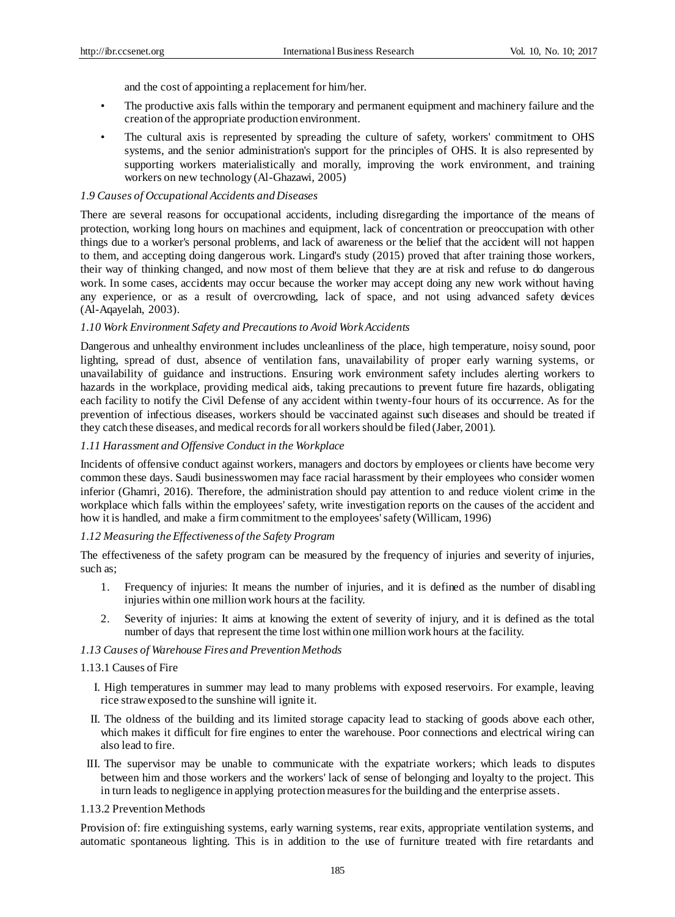and the cost of appointing a replacement for him/her.

- The productive axis falls within the temporary and permanent equipment and machinery failure and the creation of the appropriate production environment.
- The cultural axis is represented by spreading the culture of safety, workers' commitment to OHS systems, and the senior administration's support for the principles of OHS. It is also represented by supporting workers materialistically and morally, improving the work environment, and training workers on new technology (Al-Ghazawi, 2005)

### *1.9 Causes of Occupational Accidents and Diseases*

There are several reasons for occupational accidents, including disregarding the importance of the means of protection, working long hours on machines and equipment, lack of concentration or preoccupation with other things due to a worker's personal problems, and lack of awareness or the belief that the accident will not happen to them, and accepting doing dangerous work. Lingard's study (2015) proved that after training those workers, their way of thinking changed, and now most of them believe that they are at risk and refuse to do dangerous work. In some cases, accidents may occur because the worker may accept doing any new work without having any experience, or as a result of overcrowding, lack of space, and not using advanced safety devices (Al-Aqayelah, 2003).

### *1.10 Work Environment Safety and Precautions to Avoid Work Accidents*

Dangerous and unhealthy environment includes uncleanliness of the place, high temperature, noisy sound, poor lighting, spread of dust, absence of ventilation fans, unavailability of proper early warning systems, or unavailability of guidance and instructions. Ensuring work environment safety includes alerting workers to hazards in the workplace, providing medical aids, taking precautions to prevent future fire hazards, obligating each facility to notify the Civil Defense of any accident within twenty-four hours of its occurrence. As for the prevention of infectious diseases, workers should be vaccinated against such diseases and should be treated if they catch these diseases, and medical records for all workers should be filed (Jaber, 2001).

### *1.11 Harassment and Offensive Conduct in the Workplace*

Incidents of offensive conduct against workers, managers and doctors by employees or clients have become very common these days. Saudi businesswomen may face racial harassment by their employees who consider women inferior (Ghamri, 2016). Therefore, the administration should pay attention to and reduce violent crime in the workplace which falls within the employees' safety, write investigation reports on the causes of the accident and how it is handled, and make a firm commitment to the employees' safety (Willicam, 1996)

### *1.12 Measuring the Effectiveness of the Safety Program*

The effectiveness of the safety program can be measured by the frequency of injuries and severity of injuries, such as;

1. Frequency of injuries: It means the number of injuries, and it is defined as the number of disabling injuries within one million work hours at the facility.
2. Severity of injuries: It aims at knowing the extent of severity of injury, and it is defined as the total number of days that represent the time lost within one million work hours at the facility.

### *1.13 Causes of Warehouse Fires and Prevention Methods*

#### 1.13.1 Causes of Fire

I. High temperatures in summer may lead to many problems with exposed reservoirs. For example, leaving rice straw exposed to the sunshine will ignite it.

II. The oldness of the building and its limited storage capacity lead to stacking of goods above each other, which makes it difficult for fire engines to enter the warehouse. Poor connections and electrical wiring can also lead to fire.

III. The supervisor may be unable to communicate with the expatriate workers; which leads to disputes between him and those workers and the workers' lack of sense of belonging and loyalty to the project. This in turn leads to negligence in applying protection measures for the building and the enterprise assets.

#### 1.13.2 Prevention Methods

Provision of: fire extinguishing systems, early warning systems, rear exits, appropriate ventilation systems, and automatic spontaneous lighting. This is in addition to the use of furniture treated with fire retardants and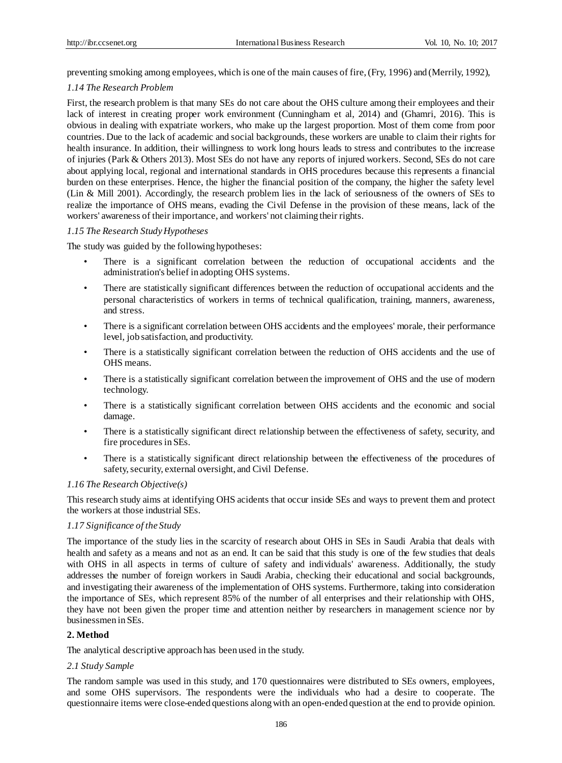preventing smoking among employees, which is one of the main causes of fire, (Fry, 1996) and (Merrily, 1992),

### *1.14 The Research Problem*

First, the research problem is that many SEs do not care about the OHS culture among their employees and their lack of interest in creating proper work environment (Cunningham et al, 2014) and (Ghamri, 2016). This is obvious in dealing with expatriate workers, who make up the largest proportion. Most of them come from poor countries. Due to the lack of academic and social backgrounds, these workers are unable to claim their rights for health insurance. In addition, their willingness to work long hours leads to stress and contributes to the increase of injuries (Park & Others 2013). Most SEs do not have any reports of injured workers. Second, SEs do not care about applying local, regional and international standards in OHS procedures because this represents a financial burden on these enterprises. Hence, the higher the financial position of the company, the higher the safety level (Lin & Mill 2001). Accordingly, the research problem lies in the lack of seriousness of the owners of SEs to realize the importance of OHS means, evading the Civil Defense in the provision of these means, lack of the workers' awareness of their importance, and workers' not claiming their rights.

### *1.15 The Research Study Hypotheses*

The study was guided by the following hypotheses:

- There is a significant correlation between the reduction of occupational accidents and the administration's belief in adopting OHS systems.
- There are statistically significant differences between the reduction of occupational accidents and the personal characteristics of workers in terms of technical qualification, training, manners, awareness, and stress.
- There is a significant correlation between OHS accidents and the employees' morale, their performance level, job satisfaction, and productivity.
- There is a statistically significant correlation between the reduction of OHS accidents and the use of OHS means.
- There is a statistically significant correlation between the improvement of OHS and the use of modern technology.
- There is a statistically significant correlation between OHS accidents and the economic and social damage.
- There is a statistically significant direct relationship between the effectiveness of safety, security, and fire procedures in SEs.
- There is a statistically significant direct relationship between the effectiveness of the procedures of safety, security, external oversight, and Civil Defense.

### *1.16 The Research Objective(s)*

This research study aims at identifying OHS acidents that occur inside SEs and ways to prevent them and protect the workers at those industrial SEs.

### *1.17 Significance of the Study*

The importance of the study lies in the scarcity of research about OHS in SEs in Saudi Arabia that deals with health and safety as a means and not as an end. It can be said that this study is one of the few studies that deals with OHS in all aspects in terms of culture of safety and individuals' awareness. Additionally, the study addresses the number of foreign workers in Saudi Arabia, checking their educational and social backgrounds, and investigating their awareness of the implementation of OHS systems. Furthermore, taking into consideration the importance of SEs, which represent 85% of the number of all enterprises and their relationship with OHS, they have not been given the proper time and attention neither by researchers in management science nor by businessmen in SEs.

## **2. Method**

The analytical descriptive approach has been used in the study.

### *2.1 Study Sample*

The random sample was used in this study, and 170 questionnaires were distributed to SEs owners, employees, and some OHS supervisors. The respondents were the individuals who had a desire to cooperate. The questionnaire items were close-ended questions along with an open-ended question at the end to provide opinion.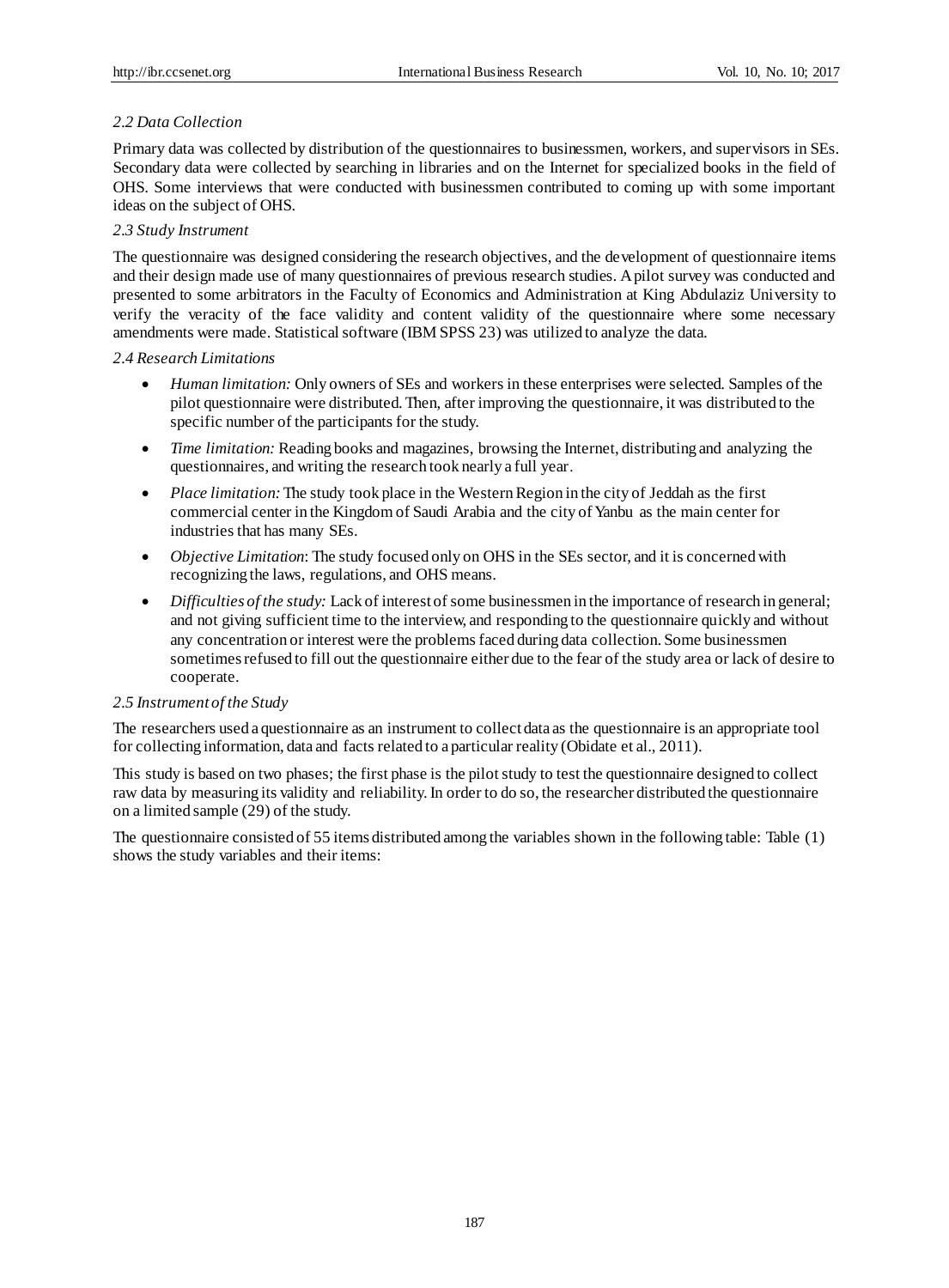### 2.2 Data Collection

Primary data was collected by distribution of the questionnaires to businessmen, workers, and supervisors in SEs. Secondary data were collected by searching in libraries and on the Internet for specialized books in the field of OHS. Some interviews that were conducted with businessmen contributed to coming up with some important ideas on the subject of OHS.

### 2.3 Study Instrument

The questionnaire was designed considering the research objectives, and the development of questionnaire items and their design made use of many questionnaires of previous research studies. A pilot survey was conducted and presented to some arbitrators in the Faculty of Economics and Administration at King Abdulaziz University to verify the veracity of the face validity and content validity of the questionnaire where some necessary amendments were made. Statistical software (IBM SPSS 23) was utilized to analyze the data.

### 2.4 Research Limitations

- *Human limitation:* Only owners of SEs and workers in these enterprises were selected. Samples of the pilot questionnaire were distributed. Then, after improving the questionnaire, it was distributed to the specific number of the participants for the study.
- *Time limitation:* Reading books and magazines, browsing the Internet, distributing and analyzing the questionnaires, and writing the research took nearly a full year.
- *Place limitation:* The study took place in the Western Region in the city of Jeddah as the first commercial center in the Kingdom of Saudi Arabia and the city of Yanbu as the main center for industries that has many SEs.
- *Objective Limitation*: The study focused only on OHS in the SEs sector, and it is concerned with recognizing the laws, regulations, and OHS means.
- *Difficulties of the study:* Lack of interest of some businessmen in the importance of research in general; and not giving sufficient time to the interview, and responding to the questionnaire quickly and without any concentration or interest were the problems faced during data collection. Some businessmen sometimes refused to fill out the questionnaire either due to the fear of the study area or lack of desire to cooperate.

### 2.5 Instrument of the Study

The researchers used a questionnaire as an instrument to collect data as the questionnaire is an appropriate tool for collecting information, data and facts related to a particular reality (Obidate et al., 2011).

This study is based on two phases; the first phase is the pilot study to test the questionnaire designed to collect raw data by measuring its validity and reliability. In order to do so, the researcher distributed the questionnaire on a limited sample (29) of the study.

The questionnaire consisted of 55 items distributed among the variables shown in the following table: Table (1) shows the study variables and their items: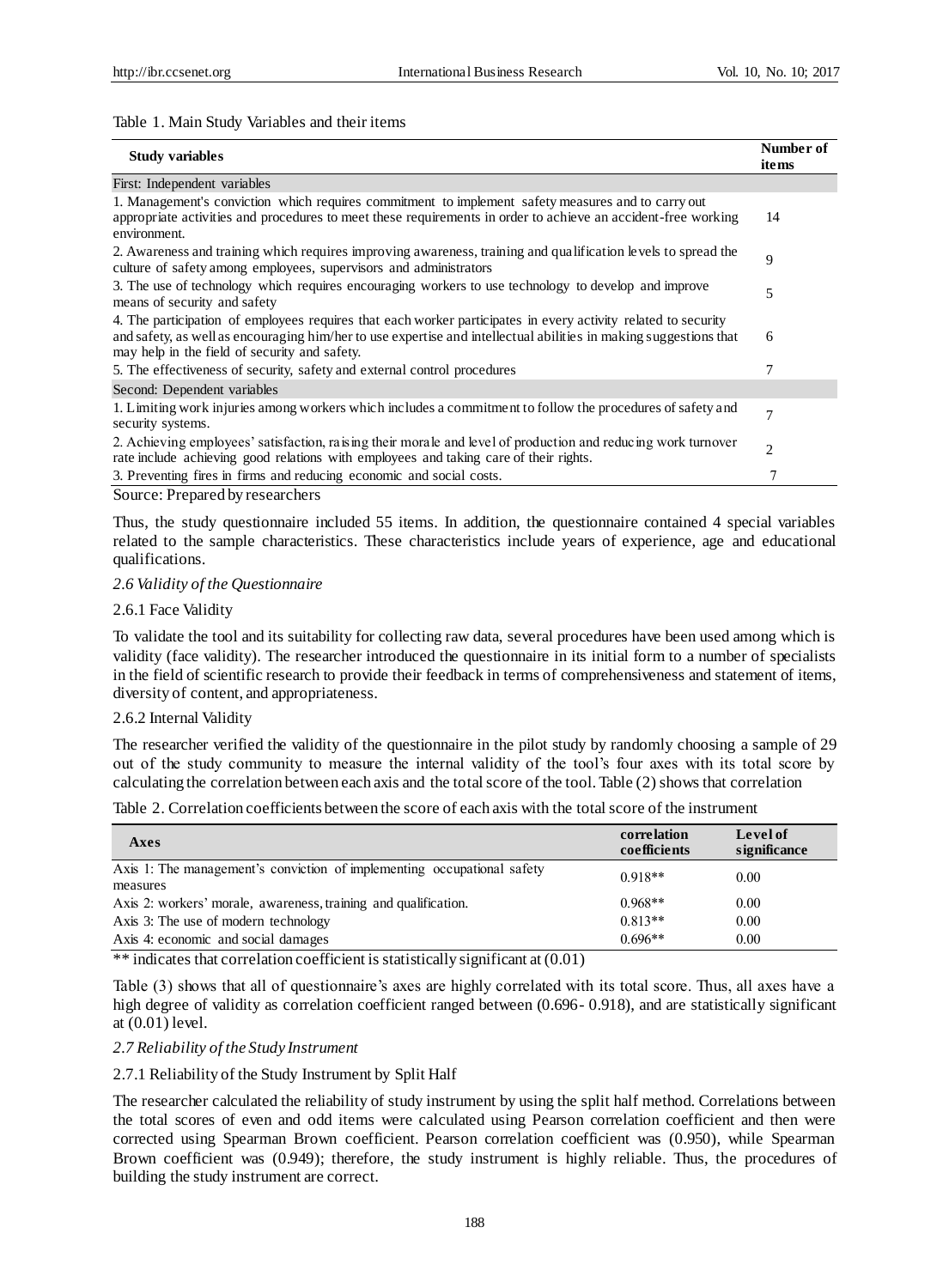Table 1. Main Study Variables and their items

| Study variables | Number of items |
|---|---|
| First: Independent variables | |
| 1. Management's conviction which requires commitment to implement safety measures and to carry out appropriate activities and procedures to meet these requirements in order to achieve an accident-free working environment. | 14 |
| 2. Awareness and training which requires improving awareness, training and qualification levels to spread the culture of safety among employees, supervisors and administrators | 9 |
| 3. The use of technology which requires encouraging workers to use technology to develop and improve means of security and safety | 5 |
| 4. The participation of employees requires that each worker participates in every activity related to security and safety, as well as encouraging him/her to use expertise and intellectual abilities in making suggestions that may help in the field of security and safety. | 6 |
| 5. The effectiveness of security, safety and external control procedures | 7 |
| Second: Dependent variables | |
| 1. Limiting work injuries among workers which includes a commitment to follow the procedures of safety and security systems. | 7 |
| 2. Achieving employees' satisfaction, raising their morale and level of production and reducing work turnover rate include achieving good relations with employees and taking care of their rights. | 2 |
| 3. Preventing fires in firms and reducing economic and social costs. | 7 |

Source: Prepared by researchers

Thus, the study questionnaire included 55 items. In addition, the questionnaire contained 4 special variables related to the sample characteristics. These characteristics include years of experience, age and educational qualifications.

### *2.6 Validity of the Questionnaire*

#### 2.6.1 Face Validity

To validate the tool and its suitability for collecting raw data, several procedures have been used among which is validity (face validity). The researcher introduced the questionnaire in its initial form to a number of specialists in the field of scientific research to provide their feedback in terms of comprehensiveness and statement of items, diversity of content, and appropriateness.

#### 2.6.2 Internal Validity

The researcher verified the validity of the questionnaire in the pilot study by randomly choosing a sample of 29 out of the study community to measure the internal validity of the tool's four axes with its total score by calculating the correlation between each axis and the total score of the tool. Table (2) shows that correlation

Table 2. Correlation coefficients between the score of each axis with the total score of the instrument

| Axes | correlation coefficients | Level of significance |
|---|---|---|
| Axis 1: The management's conviction of implementing occupational safety measures | 0.918** | 0.00 |
| Axis 2: workers' morale, awareness, training and qualification. | 0.968** | 0.00 |
| Axis 3: The use of modern technology | 0.813** | 0.00 |
| Axis 4: economic and social damages | 0.696** | 0.00 |

** indicates that correlation coefficient is statistically significant at (0.01)

Table (3) shows that all of questionnaire's axes are highly correlated with its total score. Thus, all axes have a high degree of validity as correlation coefficient ranged between (0.696- 0.918), and are statistically significant at (0.01) level.

### *2.7 Reliability of the Study Instrument*

#### 2.7.1 Reliability of the Study Instrument by Split Half

The researcher calculated the reliability of study instrument by using the split half method. Correlations between the total scores of even and odd items were calculated using Pearson correlation coefficient and then were corrected using Spearman Brown coefficient. Pearson correlation coefficient was (0.950), while Spearman Brown coefficient was (0.949); therefore, the study instrument is highly reliable. Thus, the procedures of building the study instrument are correct.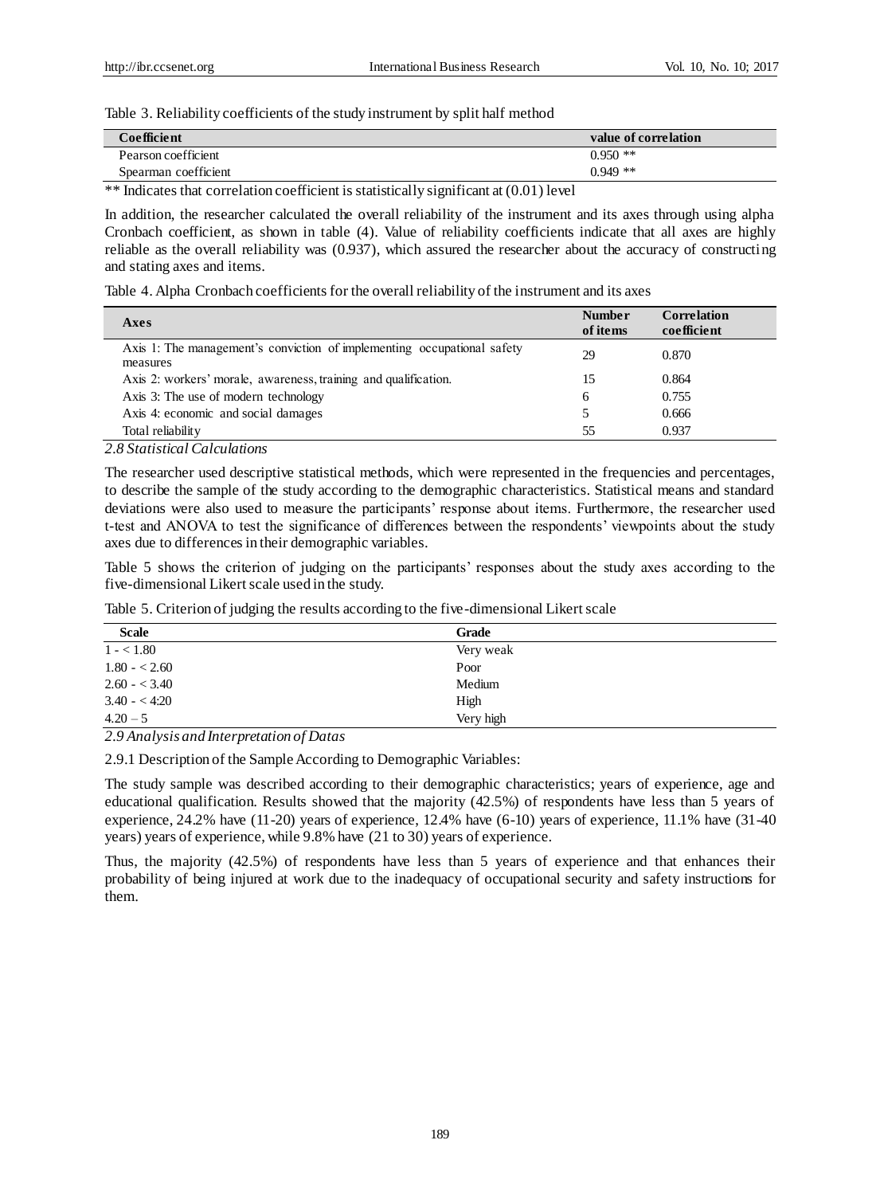Table 3. Reliability coefficients of the study instrument by split half method

| Coefficient | value of correlation |
|---|---|
| Pearson coefficient | 0.950 ** |
| Spearman coefficient | 0.949 ** |

** Indicates that correlation coefficient is statistically significant at (0.01) level

In addition, the researcher calculated the overall reliability of the instrument and its axes through using alpha Cronbach coefficient, as shown in table (4). Value of reliability coefficients indicate that all axes are highly reliable as the overall reliability was (0.937), which assured the researcher about the accuracy of constructing and stating axes and items.

Table 4. Alpha Cronbach coefficients for the overall reliability of the instrument and its axes

| Axes | Number of items | Correlation coefficient |
|---|---|---|
| Axis 1: The management's conviction of implementing occupational safety measures | 29 | 0.870 |
| Axis 2: workers' morale, awareness, training and qualification. | 15 | 0.864 |
| Axis 3: The use of modern technology | 6 | 0.755 |
| Axis 4: economic and social damages | 5 | 0.666 |
| Total reliability | 55 | 0.937 |

*2.8 Statistical Calculations*

The researcher used descriptive statistical methods, which were represented in the frequencies and percentages, to describe the sample of the study according to the demographic characteristics. Statistical means and standard deviations were also used to measure the participants' response about items. Furthermore, the researcher used t-test and ANOVA to test the significance of differences between the respondents' viewpoints about the study axes due to differences in their demographic variables.

Table 5 shows the criterion of judging on the participants' responses about the study axes according to the five-dimensional Likert scale used in the study.

Table 5. Criterion of judging the results according to the five-dimensional Likert scale

| Scale | Grade |
|---|---|
| 1 - < 1.80 | Very weak |
| 1.80 - < 2.60 | Poor |
| 2.60 - < 3.40 | Medium |
| 3.40 - < 4:20 | High |
| 4.20 – 5 | Very high |

*2.9 Analysis and Interpretation of Datas*

2.9.1 Description of the Sample According to Demographic Variables:

The study sample was described according to their demographic characteristics; years of experience, age and educational qualification. Results showed that the majority (42.5%) of respondents have less than 5 years of experience, 24.2% have (11-20) years of experience, 12.4% have (6-10) years of experience, 11.1% have (31-40 years) years of experience, while 9.8% have (21 to 30) years of experience.

Thus, the majority (42.5%) of respondents have less than 5 years of experience and that enhances their probability of being injured at work due to the inadequacy of occupational security and safety instructions for them.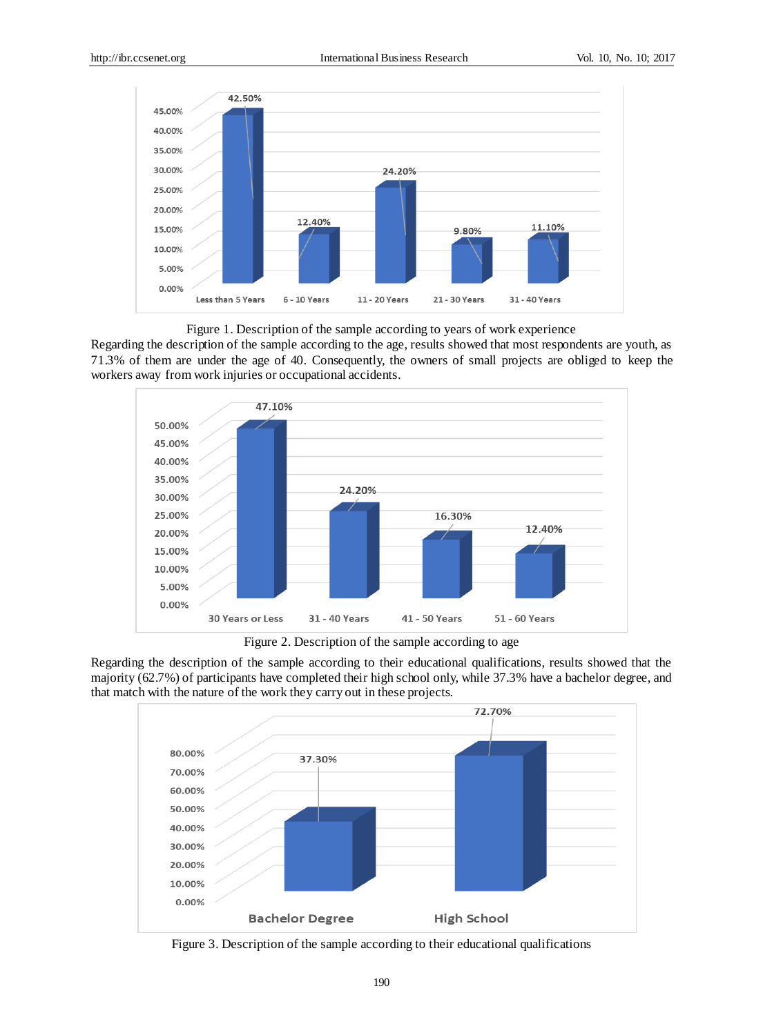Figure 1. Description of the sample according to years of work experience

Regarding the description of the sample according to the age, results showed that most respondents are youth, as 71.3% of them are under the age of 40. Consequently, the owners of small projects are obliged to keep the workers away from work injuries or occupational accidents.

Figure 2. Description of the sample according to age

Regarding the description of the sample according to their educational qualifications, results showed that the majority (62.7%) of participants have completed their high school only, while 37.3% have a bachelor degree, and that match with the nature of the work they carry out in these projects.

Figure 3. Description of the sample according to their educational qualifications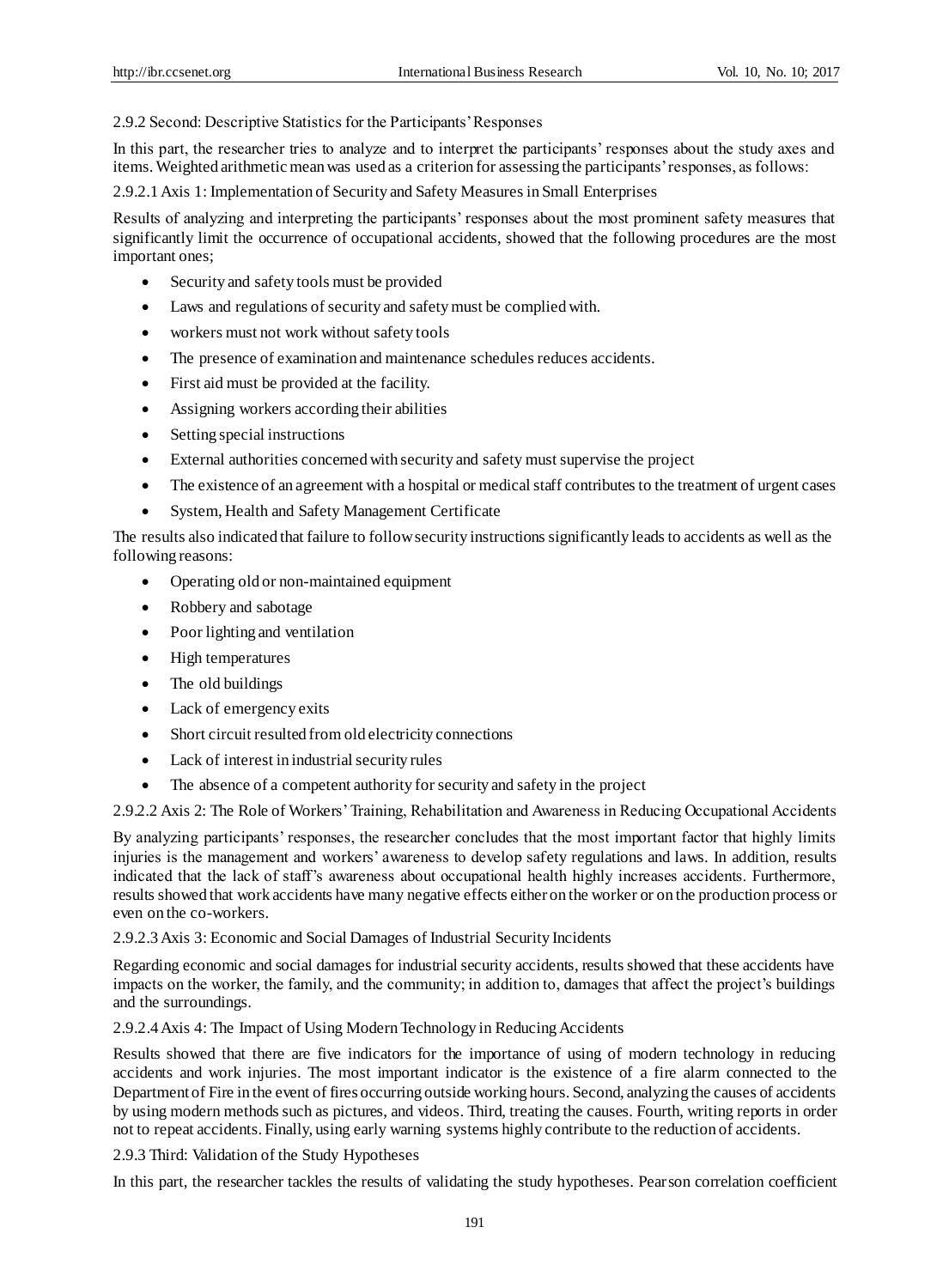#### 2.9.2 Second: Descriptive Statistics for the Participants' Responses

In this part, the researcher tries to analyze and to interpret the participants' responses about the study axes and items. Weighted arithmetic mean was used as a criterion for assessing the participants' responses, as follows:

##### 2.9.2.1 Axis 1: Implementation of Security and Safety Measures in Small Enterprises

Results of analyzing and interpreting the participants' responses about the most prominent safety measures that significantly limit the occurrence of occupational accidents, showed that the following procedures are the most important ones;

- Security and safety tools must be provided
- Laws and regulations of security and safety must be complied with.
- workers must not work without safety tools
- The presence of examination and maintenance schedules reduces accidents.
- First aid must be provided at the facility.
- Assigning workers according their abilities
- Setting special instructions
- External authorities concerned with security and safety must supervise the project
- The existence of an agreement with a hospital or medical staff contributes to the treatment of urgent cases
- System, Health and Safety Management Certificate

The results also indicated that failure to follow security instructions significantly leads to accidents as well as the following reasons:

- Operating old or non-maintained equipment
- Robbery and sabotage
- Poor lighting and ventilation
- High temperatures
- The old buildings
- Lack of emergency exits
- Short circuit resulted from old electricity connections
- Lack of interest in industrial security rules
- The absence of a competent authority for security and safety in the project

##### 2.9.2.2 Axis 2: The Role of Workers' Training, Rehabilitation and Awareness in Reducing Occupational Accidents

By analyzing participants' responses, the researcher concludes that the most important factor that highly limits injuries is the management and workers' awareness to develop safety regulations and laws. In addition, results indicated that the lack of staff's awareness about occupational health highly increases accidents. Furthermore, results showed that work accidents have many negative effects either on the worker or on the production process or even on the co-workers.

##### 2.9.2.3 Axis 3: Economic and Social Damages of Industrial Security Incidents

Regarding economic and social damages for industrial security accidents, results showed that these accidents have impacts on the worker, the family, and the community; in addition to, damages that affect the project's buildings and the surroundings.

##### 2.9.2.4 Axis 4: The Impact of Using Modern Technology in Reducing Accidents

Results showed that there are five indicators for the importance of using of modern technology in reducing accidents and work injuries. The most important indicator is the existence of a fire alarm connected to the Department of Fire in the event of fires occurring outside working hours. Second, analyzing the causes of accidents by using modern methods such as pictures, and videos. Third, treating the causes. Fourth, writing reports in order not to repeat accidents. Finally, using early warning systems highly contribute to the reduction of accidents.

#### 2.9.3 Third: Validation of the Study Hypotheses

In this part, the researcher tackles the results of validating the study hypotheses. Pearson correlation coefficient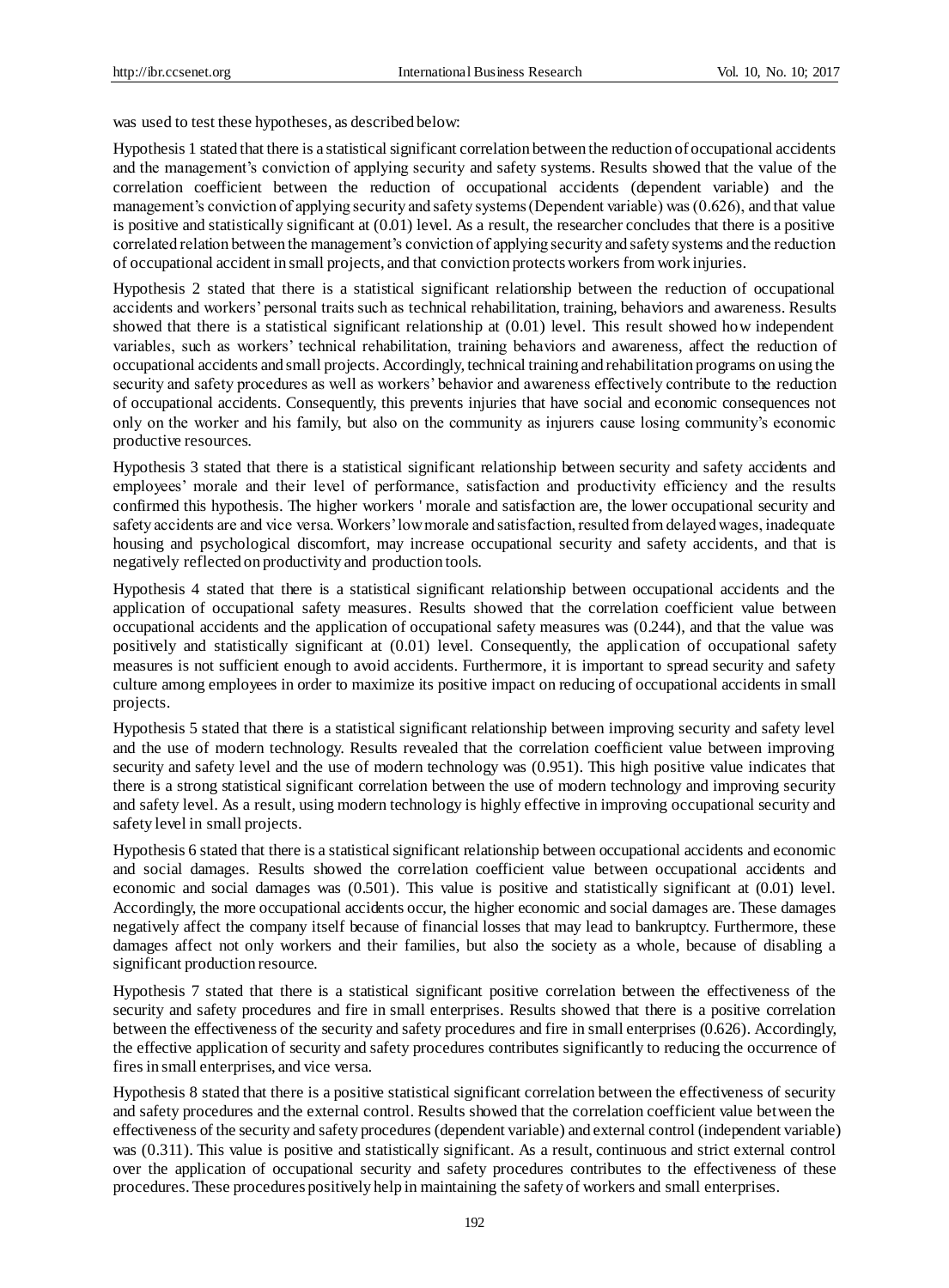was used to test these hypotheses, as described below:

Hypothesis 1 stated that there is a statistical significant correlation between the reduction of occupational accidents and the management's conviction of applying security and safety systems. Results showed that the value of the correlation coefficient between the reduction of occupational accidents (dependent variable) and the management's conviction of applying security and safety systems (Dependent variable) was (0.626), and that value is positive and statistically significant at (0.01) level. As a result, the researcher concludes that there is a positive correlated relation between the management's conviction of applying security and safety systems and the reduction of occupational accident in small projects, and that conviction protects workers from work injuries.

Hypothesis 2 stated that there is a statistical significant relationship between the reduction of occupational accidents and workers' personal traits such as technical rehabilitation, training, behaviors and awareness. Results showed that there is a statistical significant relationship at (0.01) level. This result showed how independent variables, such as workers' technical rehabilitation, training behaviors and awareness, affect the reduction of occupational accidents and small projects. Accordingly, technical training and rehabilitation programs on using the security and safety procedures as well as workers' behavior and awareness effectively contribute to the reduction of occupational accidents. Consequently, this prevents injuries that have social and economic consequences not only on the worker and his family, but also on the community as injurers cause losing community's economic productive resources.

Hypothesis 3 stated that there is a statistical significant relationship between security and safety accidents and employees' morale and their level of performance, satisfaction and productivity efficiency and the results confirmed this hypothesis. The higher workers ' morale and satisfaction are, the lower occupational security and safety accidents are and vice versa. Workers' low morale and satisfaction, resulted from delayed wages, inadequate housing and psychological discomfort, may increase occupational security and safety accidents, and that is negatively reflected on productivity and production tools.

Hypothesis 4 stated that there is a statistical significant relationship between occupational accidents and the application of occupational safety measures. Results showed that the correlation coefficient value between occupational accidents and the application of occupational safety measures was (0.244), and that the value was positively and statistically significant at (0.01) level. Consequently, the application of occupational safety measures is not sufficient enough to avoid accidents. Furthermore, it is important to spread security and safety culture among employees in order to maximize its positive impact on reducing of occupational accidents in small projects.

Hypothesis 5 stated that there is a statistical significant relationship between improving security and safety level and the use of modern technology. Results revealed that the correlation coefficient value between improving security and safety level and the use of modern technology was (0.951). This high positive value indicates that there is a strong statistical significant correlation between the use of modern technology and improving security and safety level. As a result, using modern technology is highly effective in improving occupational security and safety level in small projects.

Hypothesis 6 stated that there is a statistical significant relationship between occupational accidents and economic and social damages. Results showed the correlation coefficient value between occupational accidents and economic and social damages was (0.501). This value is positive and statistically significant at (0.01) level. Accordingly, the more occupational accidents occur, the higher economic and social damages are. These damages negatively affect the company itself because of financial losses that may lead to bankruptcy. Furthermore, these damages affect not only workers and their families, but also the society as a whole, because of disabling a significant production resource.

Hypothesis 7 stated that there is a statistical significant positive correlation between the effectiveness of the security and safety procedures and fire in small enterprises. Results showed that there is a positive correlation between the effectiveness of the security and safety procedures and fire in small enterprises (0.626). Accordingly, the effective application of security and safety procedures contributes significantly to reducing the occurrence of fires in small enterprises, and vice versa.

Hypothesis 8 stated that there is a positive statistical significant correlation between the effectiveness of security and safety procedures and the external control. Results showed that the correlation coefficient value between the effectiveness of the security and safety procedures (dependent variable) and external control (independent variable) was (0.311). This value is positive and statistically significant. As a result, continuous and strict external control over the application of occupational security and safety procedures contributes to the effectiveness of these procedures. These procedures positively help in maintaining the safety of workers and small enterprises.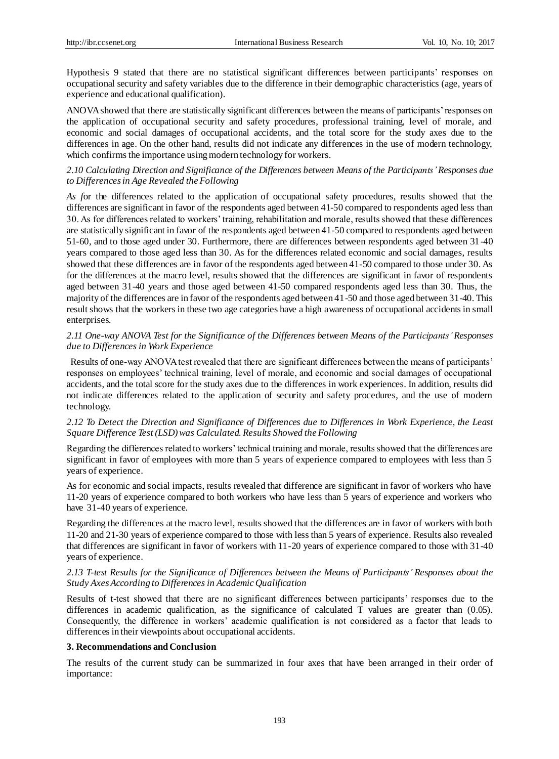Hypothesis 9 stated that there are no statistical significant differences between participants' responses on occupational security and safety variables due to the difference in their demographic characteristics (age, years of experience and educational qualification).

ANOVA showed that there are statistically significant differences between the means of participants' responses on the application of occupational security and safety procedures, professional training, level of morale, and economic and social damages of occupational accidents, and the total score for the study axes due to the differences in age. On the other hand, results did not indicate any differences in the use of modern technology, which confirms the importance using modern technology for workers.

### *2.10 Calculating Direction and Significance of the Differences between Means of the Participants' Responses due to Differences in Age Revealed the Following*

*As f*or the differences related to the application of occupational safety procedures, results showed that the differences are significant in favor of the respondents aged between 41-50 compared to respondents aged less than 30. As for differences related to workers' training, rehabilitation and morale, results showed that these differences are statistically significant in favor of the respondents aged between 41-50 compared to respondents aged between 51-60, and to those aged under 30. Furthermore, there are differences between respondents aged between 31-40 years compared to those aged less than 30. As for the differences related economic and social damages, results showed that these differences are in favor of the respondents aged between 41-50 compared to those under 30. As for the differences at the macro level, results showed that the differences are significant in favor of respondents aged between 31-40 years and those aged between 41-50 compared respondents aged less than 30. Thus, the majority of the differences are in favor of the respondents aged between 41-50 and those aged between 31-40. This result shows that the workers in these two age categories have a high awareness of occupational accidents in small enterprises.

### *2.11 One-way ANOVA Test for the Significance of the Differences between Means of the Participants' Responses due to Differences in Work Experience*

Results of one-way ANOVA test revealed that there are significant differences between the means of participants' responses on employees' technical training, level of morale, and economic and social damages of occupational accidents, and the total score for the study axes due to the differences in work experiences. In addition, results did not indicate differences related to the application of security and safety procedures, and the use of modern technology.

### *2.12 To Detect the Direction and Significance of Differences due to Differences in Work Experience, the Least Square Difference Test (LSD) was Calculated. Results Showed the Following*

Regarding the differences related to workers' technical training and morale, results showed that the differences are significant in favor of employees with more than 5 years of experience compared to employees with less than 5 years of experience.

As for economic and social impacts, results revealed that difference are significant in favor of workers who have 11-20 years of experience compared to both workers who have less than 5 years of experience and workers who have 31-40 years of experience.

Regarding the differences at the macro level, results showed that the differences are in favor of workers with both 11-20 and 21-30 years of experience compared to those with less than 5 years of experience. Results also revealed that differences are significant in favor of workers with 11-20 years of experience compared to those with 31-40 years of experience.

### *2.13 T-test Results for the Significance of Differences between the Means of Participants' Responses about the Study Axes According to Differences in Academic Qualification*

Results of t-test showed that there are no significant differences between participants' responses due to the differences in academic qualification, as the significance of calculated T values are greater than (0.05). Consequently, the difference in workers' academic qualification is not considered as a factor that leads to differences in their viewpoints about occupational accidents.

## **3. Recommendations and Conclusion**

The results of the current study can be summarized in four axes that have been arranged in their order of importance: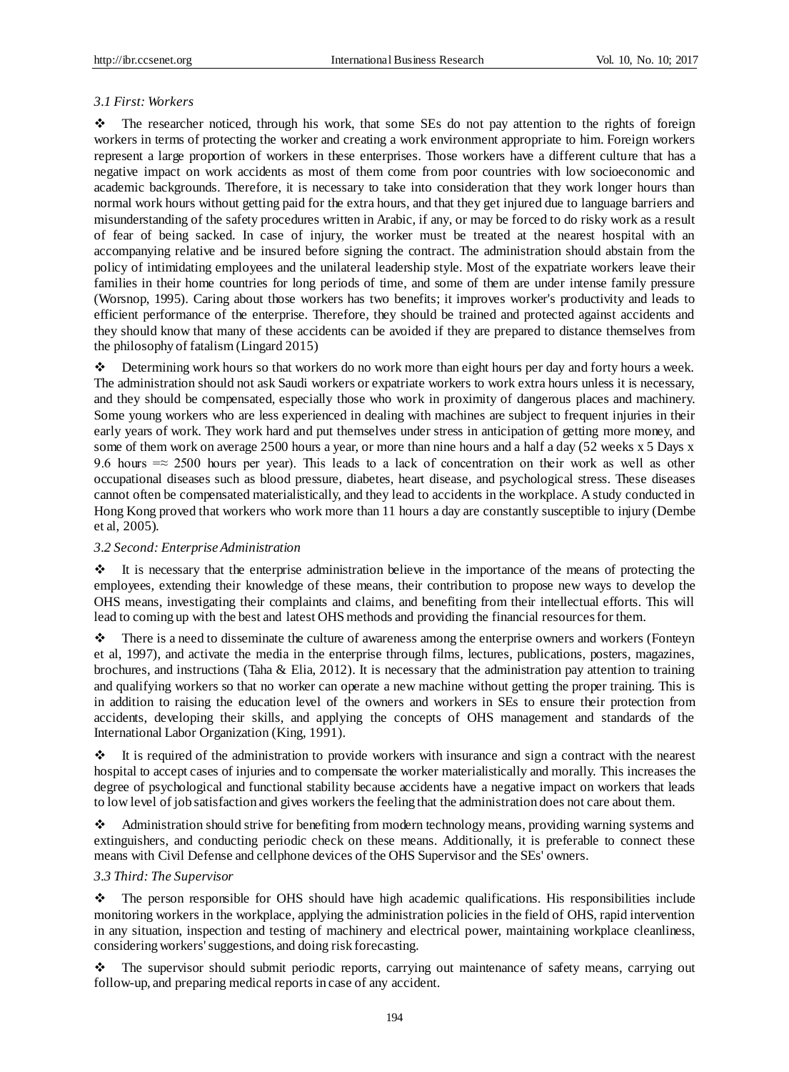### *3.1 First: Workers*

❖ The researcher noticed, through his work, that some SEs do not pay attention to the rights of foreign workers in terms of protecting the worker and creating a work environment appropriate to him. Foreign workers represent a large proportion of workers in these enterprises. Those workers have a different culture that has a negative impact on work accidents as most of them come from poor countries with low socioeconomic and academic backgrounds. Therefore, it is necessary to take into consideration that they work longer hours than normal work hours without getting paid for the extra hours, and that they get injured due to language barriers and misunderstanding of the safety procedures written in Arabic, if any, or may be forced to do risky work as a result of fear of being sacked. In case of injury, the worker must be treated at the nearest hospital with an accompanying relative and be insured before signing the contract. The administration should abstain from the policy of intimidating employees and the unilateral leadership style. Most of the expatriate workers leave their families in their home countries for long periods of time, and some of them are under intense family pressure (Worsnop, 1995). Caring about those workers has two benefits; it improves worker's productivity and leads to efficient performance of the enterprise. Therefore, they should be trained and protected against accidents and they should know that many of these accidents can be avoided if they are prepared to distance themselves from the philosophy of fatalism (Lingard 2015)

❖ Determining work hours so that workers do no work more than eight hours per day and forty hours a week. The administration should not ask Saudi workers or expatriate workers to work extra hours unless it is necessary, and they should be compensated, especially those who work in proximity of dangerous places and machinery. Some young workers who are less experienced in dealing with machines are subject to frequent injuries in their early years of work. They work hard and put themselves under stress in anticipation of getting more money, and some of them work on average 2500 hours a year, or more than nine hours and a half a day (52 weeks x 5 Days x 9.6 hours =≈ 2500 hours per year). This leads to a lack of concentration on their work as well as other occupational diseases such as blood pressure, diabetes, heart disease, and psychological stress. These diseases cannot often be compensated materialistically, and they lead to accidents in the workplace. A study conducted in Hong Kong proved that workers who work more than 11 hours a day are constantly susceptible to injury (Dembe et al, 2005).

### *3.2 Second: Enterprise Administration*

❖ It is necessary that the enterprise administration believe in the importance of the means of protecting the employees, extending their knowledge of these means, their contribution to propose new ways to develop the OHS means, investigating their complaints and claims, and benefiting from their intellectual efforts. This will lead to coming up with the best and latest OHS methods and providing the financial resources for them.

❖ There is a need to disseminate the culture of awareness among the enterprise owners and workers (Fonteyn et al, 1997), and activate the media in the enterprise through films, lectures, publications, posters, magazines, brochures, and instructions (Taha & Elia, 2012). It is necessary that the administration pay attention to training and qualifying workers so that no worker can operate a new machine without getting the proper training. This is in addition to raising the education level of the owners and workers in SEs to ensure their protection from accidents, developing their skills, and applying the concepts of OHS management and standards of the International Labor Organization (King, 1991).

❖ It is required of the administration to provide workers with insurance and sign a contract with the nearest hospital to accept cases of injuries and to compensate the worker materialistically and morally. This increases the degree of psychological and functional stability because accidents have a negative impact on workers that leads to low level of job satisfaction and gives workers the feeling that the administration does not care about them.

❖ Administration should strive for benefiting from modern technology means, providing warning systems and extinguishers, and conducting periodic check on these means. Additionally, it is preferable to connect these means with Civil Defense and cellphone devices of the OHS Supervisor and the SEs' owners.

### *3.3 Third: The Supervisor*

❖ The person responsible for OHS should have high academic qualifications. His responsibilities include monitoring workers in the workplace, applying the administration policies in the field of OHS, rapid intervention in any situation, inspection and testing of machinery and electrical power, maintaining workplace cleanliness, considering workers' suggestions, and doing risk forecasting.

❖ The supervisor should submit periodic reports, carrying out maintenance of safety means, carrying out follow-up, and preparing medical reports in case of any accident.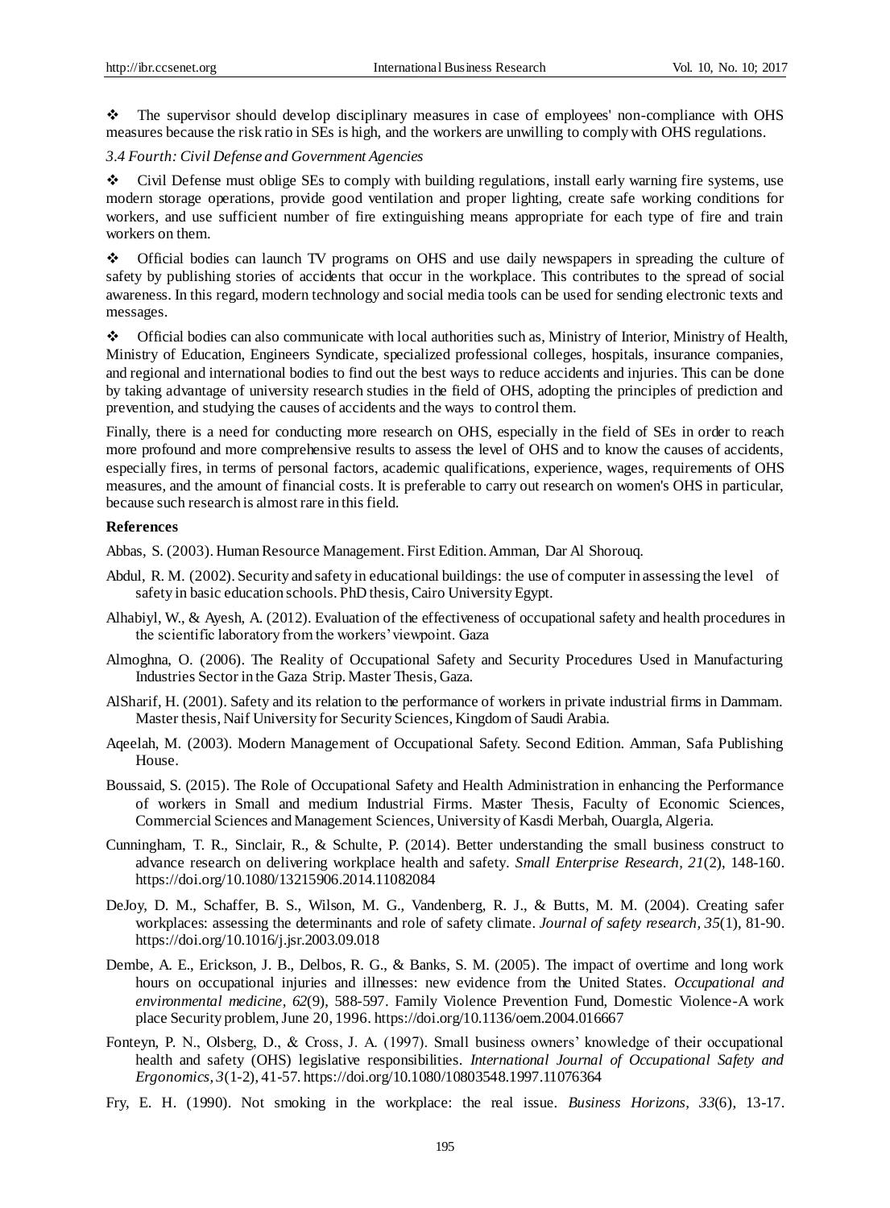- The supervisor should develop disciplinary measures in case of employees' non-compliance with OHS measures because the risk ratio in SEs is high, and the workers are unwilling to comply with OHS regulations.

### 3.4 Fourth: Civil Defense and Government Agencies

- Civil Defense must oblige SEs to comply with building regulations, install early warning fire systems, use modern storage operations, provide good ventilation and proper lighting, create safe working conditions for workers, and use sufficient number of fire extinguishing means appropriate for each type of fire and train workers on them.

- Official bodies can launch TV programs on OHS and use daily newspapers in spreading the culture of safety by publishing stories of accidents that occur in the workplace. This contributes to the spread of social awareness. In this regard, modern technology and social media tools can be used for sending electronic texts and messages.

- Official bodies can also communicate with local authorities such as, Ministry of Interior, Ministry of Health, Ministry of Education, Engineers Syndicate, specialized professional colleges, hospitals, insurance companies, and regional and international bodies to find out the best ways to reduce accidents and injuries. This can be done by taking advantage of university research studies in the field of OHS, adopting the principles of prediction and prevention, and studying the causes of accidents and the ways to control them.

Finally, there is a need for conducting more research on OHS, especially in the field of SEs in order to reach more profound and more comprehensive results to assess the level of OHS and to know the causes of accidents, especially fires, in terms of personal factors, academic qualifications, experience, wages, requirements of OHS measures, and the amount of financial costs. It is preferable to carry out research on women's OHS in particular, because such research is almost rare in this field.

## References

Abbas, S. (2003). Human Resource Management. First Edition. Amman, Dar Al Shorouq.

Abdul, R. M. (2002). Security and safety in educational buildings: the use of computer in assessing the level of safety in basic education schools. PhD thesis, Cairo University Egypt.

Alhabiyl, W., & Ayesh, A. (2012). Evaluation of the effectiveness of occupational safety and health procedures in the scientific laboratory from the workers' viewpoint. Gaza

Almoghna, O. (2006). The Reality of Occupational Safety and Security Procedures Used in Manufacturing Industries Sector in the Gaza Strip. Master Thesis, Gaza.

AlSharif, H. (2001). Safety and its relation to the performance of workers in private industrial firms in Dammam. Master thesis, Naif University for Security Sciences, Kingdom of Saudi Arabia.

Aqeelah, M. (2003). Modern Management of Occupational Safety. Second Edition. Amman, Safa Publishing House.

Boussaid, S. (2015). The Role of Occupational Safety and Health Administration in enhancing the Performance of workers in Small and medium Industrial Firms. Master Thesis, Faculty of Economic Sciences, Commercial Sciences and Management Sciences, University of Kasdi Merbah, Ouargla, Algeria.

Cunningham, T. R., Sinclair, R., & Schulte, P. (2014). Better understanding the small business construct to advance research on delivering workplace health and safety. *Small Enterprise Research*, *21*(2), 148-160. https://doi.org/10.1080/13215906.2014.11082084

DeJoy, D. M., Schaffer, B. S., Wilson, M. G., Vandenberg, R. J., & Butts, M. M. (2004). Creating safer workplaces: assessing the determinants and role of safety climate. *Journal of safety research, 35*(1), 81-90. https://doi.org/10.1016/j.jsr.2003.09.018

Dembe, A. E., Erickson, J. B., Delbos, R. G., & Banks, S. M. (2005). The impact of overtime and long work hours on occupational injuries and illnesses: new evidence from the United States. *Occupational and environmental medicine*, *62*(9), 588-597. Family Violence Prevention Fund, Domestic Violence-A work place Security problem, June 20, 1996. https://doi.org/10.1136/oem.2004.016667

Fonteyn, P. N., Olsberg, D., & Cross, J. A. (1997). Small business owners' knowledge of their occupational health and safety (OHS) legislative responsibilities. *International Journal of Occupational Safety and Ergonomics*, *3*(1-2), 41-57. https://doi.org/10.1080/10803548.1997.11076364

Fry, E. H. (1990). Not smoking in the workplace: the real issue. *Business Horizons, 33*(6), 13-17.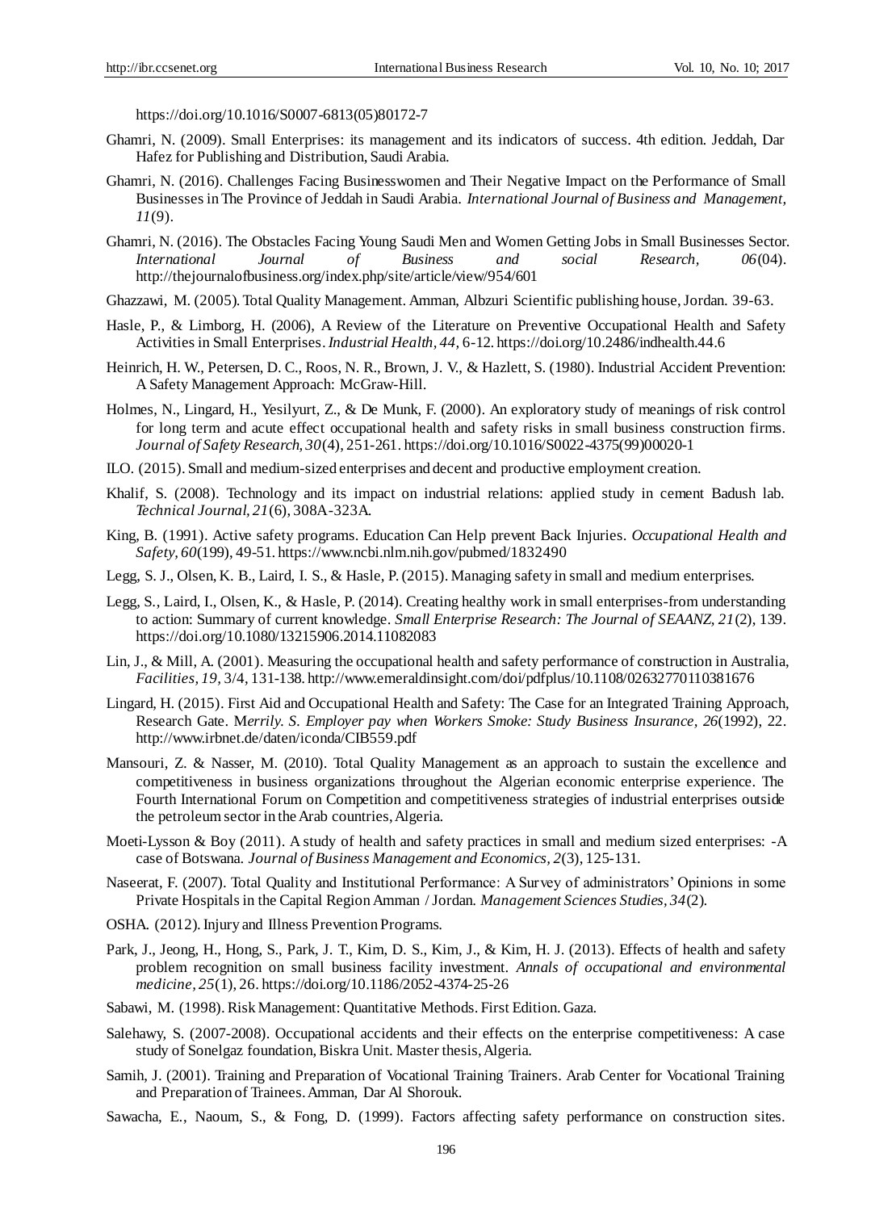https://doi.org/10.1016/S0007-6813(05)80172-7

Ghamri, N. (2009). Small Enterprises: its management and its indicators of success. 4th edition. Jeddah, Dar Hafez for Publishing and Distribution, Saudi Arabia.

Ghamri, N. (2016). Challenges Facing Businesswomen and Their Negative Impact on the Performance of Small Businesses in The Province of Jeddah in Saudi Arabia. *International Journal of Business and Management, 11*(9).

Ghamri, N. (2016). The Obstacles Facing Young Saudi Men and Women Getting Jobs in Small Businesses Sector. *International Journal of Business and social Research, 06*(04). http://thejournalofbusiness.org/index.php/site/article/view/954/601

Ghazzawi, M. (2005). Total Quality Management. Amman, Albzuri Scientific publishing house, Jordan. 39-63.

Hasle, P., & Limborg, H. (2006), A Review of the Literature on Preventive Occupational Health and Safety Activities in Small Enterprises. *Industrial Health, 44,* 6-12. https://doi.org/10.2486/indhealth.44.6

Heinrich, H. W., Petersen, D. C., Roos, N. R., Brown, J. V., & Hazlett, S. (1980). Industrial Accident Prevention: A Safety Management Approach: McGraw-Hill.

Holmes, N., Lingard, H., Yesilyurt, Z., & De Munk, F. (2000). An exploratory study of meanings of risk control for long term and acute effect occupational health and safety risks in small business construction firms. *Journal of Safety Research, 30*(4), 251-261. https://doi.org/10.1016/S0022-4375(99)00020-1

ILO. (2015). Small and medium-sized enterprises and decent and productive employment creation.

Khalif, S. (2008). Technology and its impact on industrial relations: applied study in cement Badush lab. *Technical Journal, 21*(6), 308A-323A.

King, B. (1991). Active safety programs. Education Can Help prevent Back Injuries. *Occupational Health and Safety, 60*(199), 49-51. https://www.ncbi.nlm.nih.gov/pubmed/1832490

Legg, S. J., Olsen, K. B., Laird, I. S., & Hasle, P. (2015). Managing safety in small and medium enterprises.

Legg, S., Laird, I., Olsen, K., & Hasle, P. (2014). Creating healthy work in small enterprises-from understanding to action: Summary of current knowledge. *Small Enterprise Research: The Journal of SEAANZ, 21*(2), 139. https://doi.org/10.1080/13215906.2014.11082083

Lin, J., & Mill, A. (2001). Measuring the occupational health and safety performance of construction in Australia, *Facilities, 19,* 3/4, 131-138. http://www.emeraldinsight.com/doi/pdfplus/10.1108/02632770110381676

Lingard, H. (2015). First Aid and Occupational Health and Safety: The Case for an Integrated Training Approach, Research Gate. M*errily. S. Employer pay when Workers Smoke: Study Business Insurance, 26*(1992), 22. http://www.irbnet.de/daten/iconda/CIB559.pdf

Mansouri, Z. & Nasser, M. (2010). Total Quality Management as an approach to sustain the excellence and competitiveness in business organizations throughout the Algerian economic enterprise experience. The Fourth International Forum on Competition and competitiveness strategies of industrial enterprises outside the petroleum sector in the Arab countries, Algeria.

Moeti-Lysson & Boy (2011). A study of health and safety practices in small and medium sized enterprises: -A case of Botswana. *Journal of Business Management and Economics, 2*(3), 125-131.

Naseerat, F. (2007). Total Quality and Institutional Performance: A Survey of administrators' Opinions in some Private Hospitals in the Capital Region Amman / Jordan. *Management Sciences Studies, 34*(2).

OSHA. (2012). Injury and Illness Prevention Programs.

Park, J., Jeong, H., Hong, S., Park, J. T., Kim, D. S., Kim, J., & Kim, H. J. (2013). Effects of health and safety problem recognition on small business facility investment. *Annals of occupational and environmental medicine, 25*(1), 26. https://doi.org/10.1186/2052-4374-25-26

Sabawi, M. (1998). Risk Management: Quantitative Methods. First Edition. Gaza.

Salehawy, S. (2007-2008). Occupational accidents and their effects on the enterprise competitiveness: A case study of Sonelgaz foundation, Biskra Unit. Master thesis, Algeria.

Samih, J. (2001). Training and Preparation of Vocational Training Trainers. Arab Center for Vocational Training and Preparation of Trainees. Amman, Dar Al Shorouk.

Sawacha, E., Naoum, S., & Fong, D. (1999). Factors affecting safety performance on construction sites.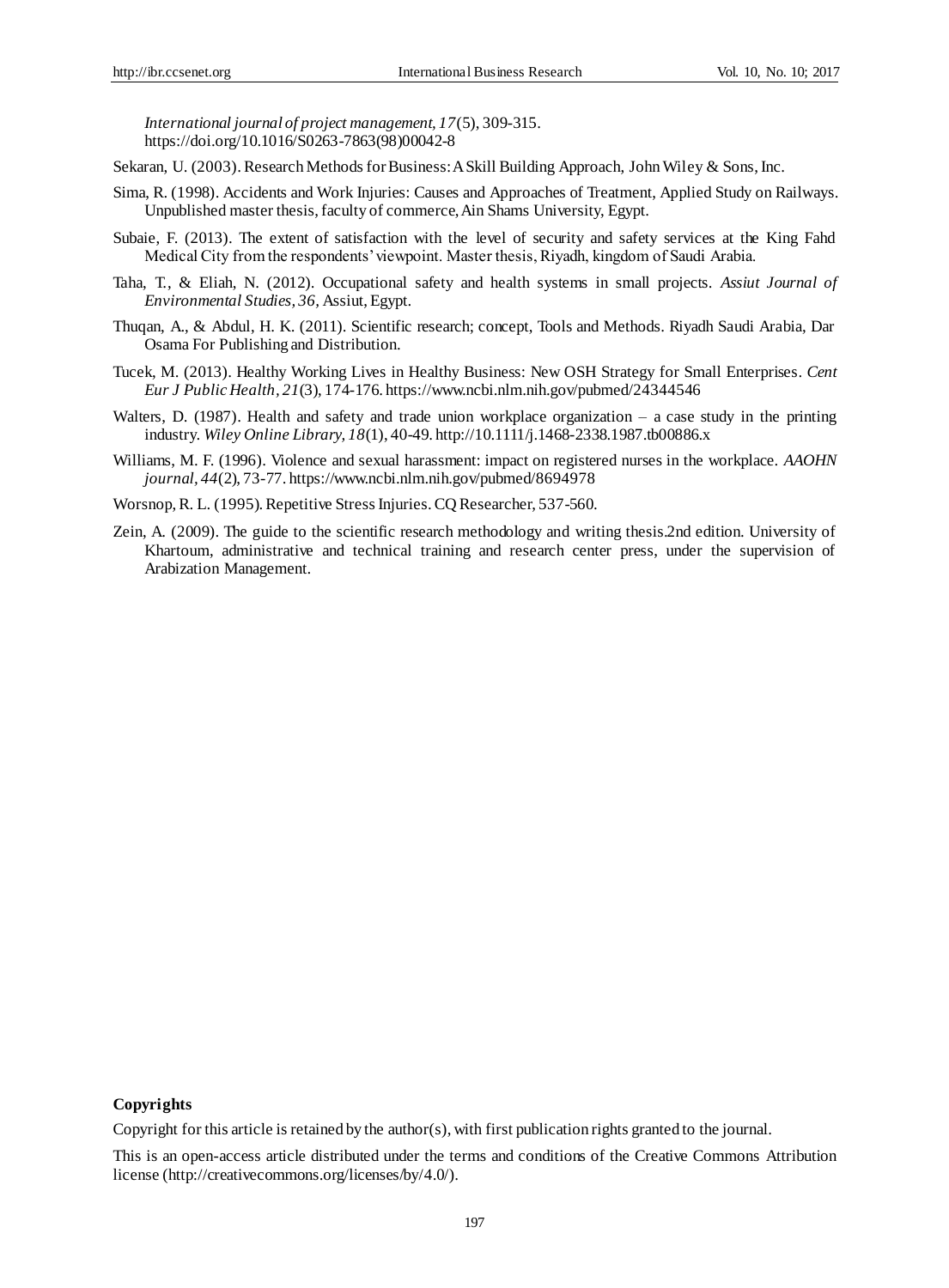*International journal of project management, 17*(5), 309-315. https://doi.org/10.1016/S0263-7863(98)00042-8

Sekaran, U. (2003). Research Methods for Business: A Skill Building Approach, John Wiley & Sons, Inc.

Sima, R. (1998). Accidents and Work Injuries: Causes and Approaches of Treatment, Applied Study on Railways. Unpublished master thesis, faculty of commerce, Ain Shams University, Egypt.

Subaie, F. (2013). The extent of satisfaction with the level of security and safety services at the King Fahd Medical City from the respondents' viewpoint. Master thesis, Riyadh, kingdom of Saudi Arabia.

Taha, T., & Eliah, N. (2012). Occupational safety and health systems in small projects. *Assiut Journal of Environmental Studies, 36*, Assiut, Egypt.

Thuqan, A., & Abdul, H. K. (2011). Scientific research; concept, Tools and Methods. Riyadh Saudi Arabia, Dar Osama For Publishing and Distribution.

Tucek, M. (2013). Healthy Working Lives in Healthy Business: New OSH Strategy for Small Enterprises. *Cent Eur J Public Health, 21*(3), 174-176. https://www.ncbi.nlm.nih.gov/pubmed/24344546

Walters, D. (1987). Health and safety and trade union workplace organization – a case study in the printing industry. *Wiley Online Library, 18*(1), 40-49. http://10.1111/j.1468-2338.1987.tb00886.x

Williams, M. F. (1996). Violence and sexual harassment: impact on registered nurses in the workplace. *AAOHN journal, 44*(2), 73-77. https://www.ncbi.nlm.nih.gov/pubmed/8694978

Worsnop, R. L. (1995). Repetitive Stress Injuries. CQ Researcher, 537-560.

Zein, A. (2009). The guide to the scientific research methodology and writing thesis.2nd edition. University of Khartoum, administrative and technical training and research center press, under the supervision of Arabization Management.

**Copyrights**

Copyright for this article is retained by the author(s), with first publication rights granted to the journal.

This is an open-access article distributed under the terms and conditions of the Creative Commons Attribution license (http://creativecommons.org/licenses/by/4.0/).